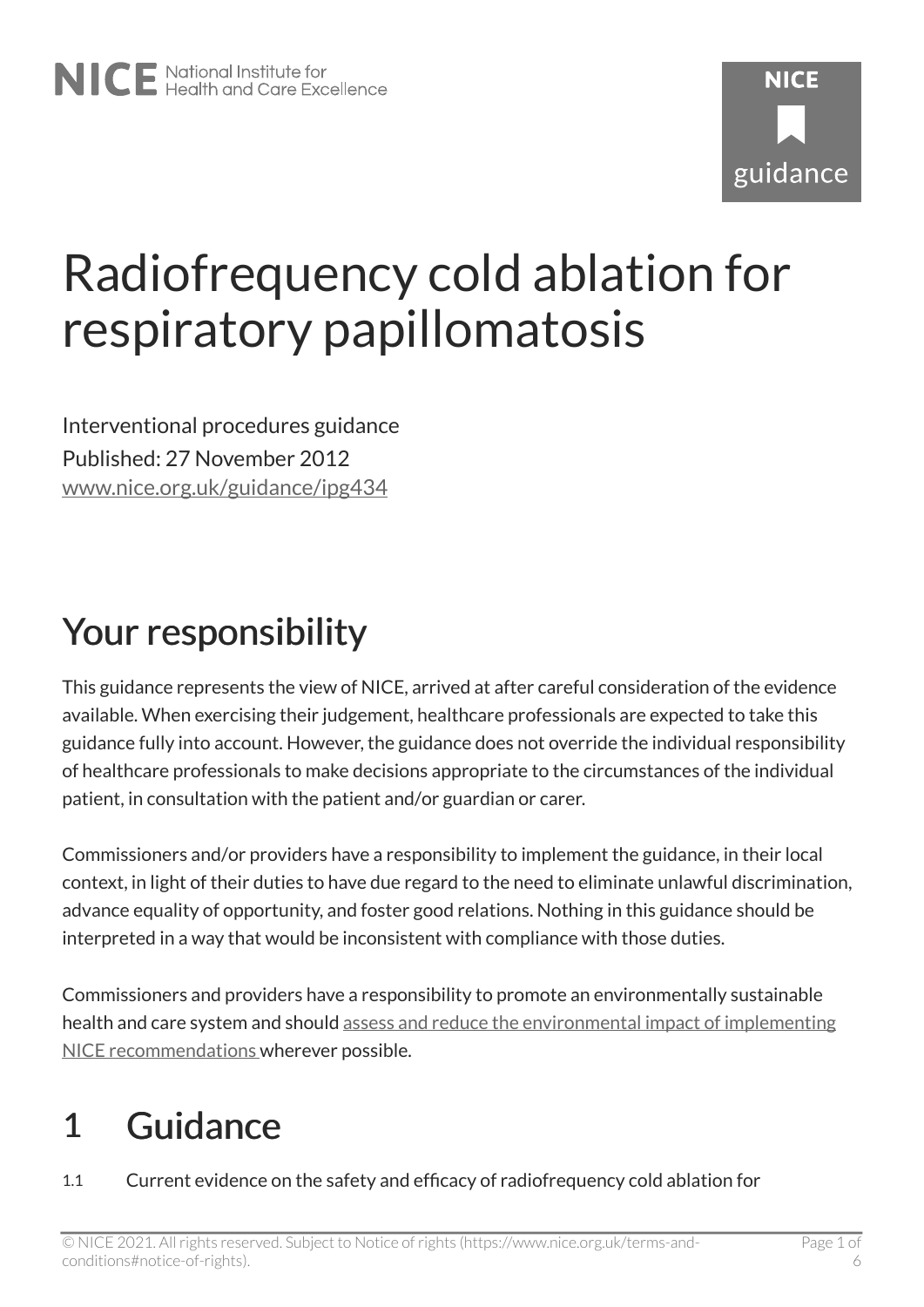# Radiofrequency cold ablation for respiratory papillomatosis

Interventional procedures guidance

Published: 27 November 2012

www.nice.org.uk/guidance/ipg434

## Your responsibility

This guidance represents the view of NICE, arrived at after careful consideration of the evidence available. When exercising their judgement, healthcare professionals are expected to take this guidance fully into account. However, the guidance does not override the individual responsibility of healthcare professionals to make decisions appropriate to the circumstances of the individual patient, in consultation with the patient and/or guardian or carer.

Commissioners and/or providers have a responsibility to implement the guidance, in their local context, in light of their duties to have due regard to the need to eliminate unlawful discrimination, advance equality of opportunity, and foster good relations. Nothing in this guidance should be interpreted in a way that would be inconsistent with compliance with those duties.

Commissioners and providers have a responsibility to promote an environmentally sustainable health and care system and should assess and reduce the environmental impact of implementing NICE recommendations wherever possible.

## 1 Guidance

1.1 Current evidence on the safety and efficacy of radiofrequency cold ablation for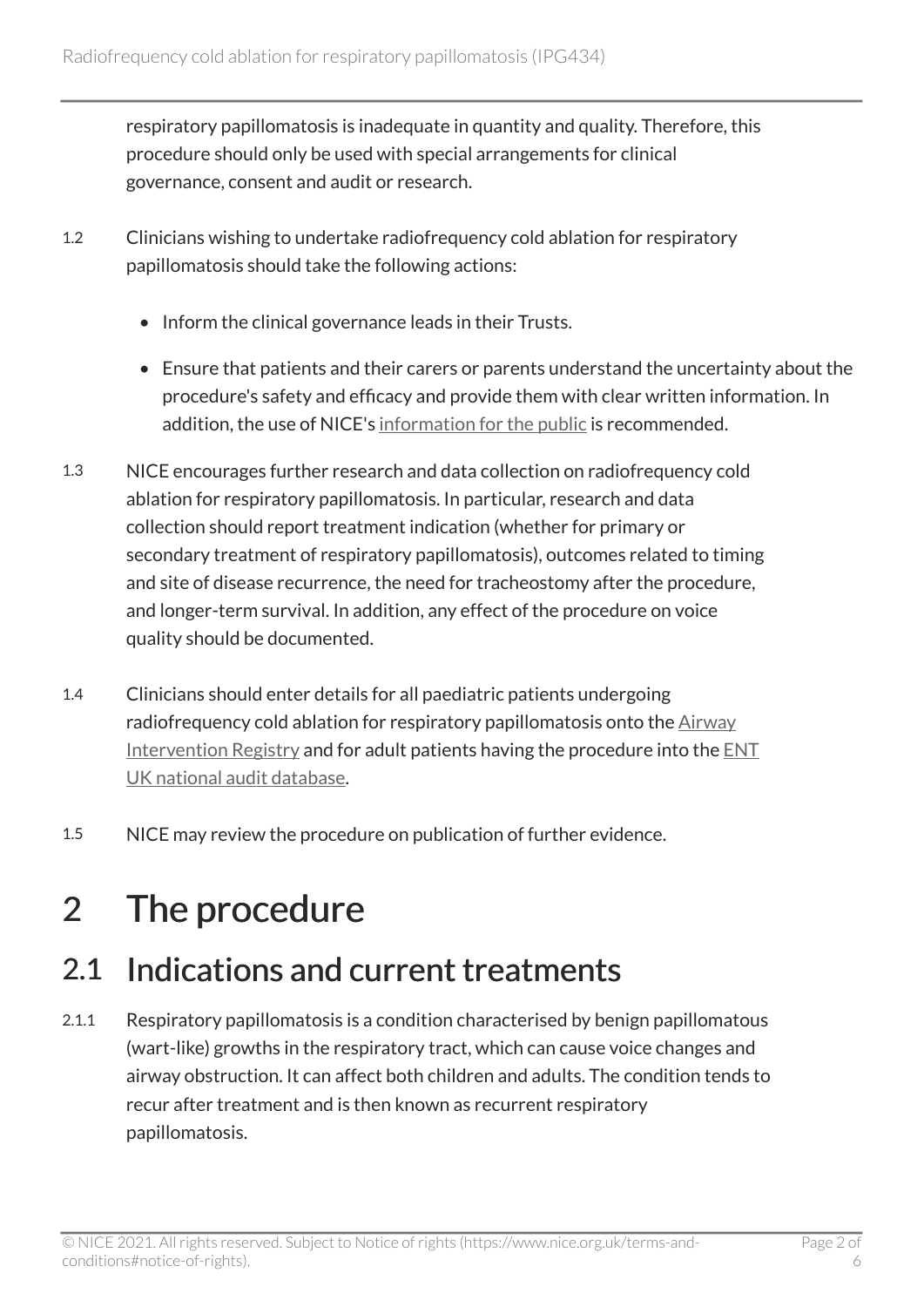respiratory papillomatosis is inadequate in quantity and quality. Therefore, this procedure should only be used with special arrangements for clinical governance, consent and audit or research.

1.2 Clinicians wishing to undertake radiofrequency cold ablation for respiratory papillomatosis should take the following actions:

- Inform the clinical governance leads in their Trusts.
- Ensure that patients and their carers or parents understand the uncertainty about the procedure's safety and efficacy and provide them with clear written information. In addition, the use of NICE's information for the public is recommended.

1.3 NICE encourages further research and data collection on radiofrequency cold ablation for respiratory papillomatosis. In particular, research and data collection should report treatment indication (whether for primary or secondary treatment of respiratory papillomatosis), outcomes related to timing and site of disease recurrence, the need for tracheostomy after the procedure, and longer-term survival. In addition, any effect of the procedure on voice quality should be documented.

1.4 Clinicians should enter details for all paediatric patients undergoing radiofrequency cold ablation for respiratory papillomatosis onto the Airway Intervention Registry and for adult patients having the procedure into the ENT UK national audit database.

1.5 NICE may review the procedure on publication of further evidence.

# 2 The procedure

## 2.1 Indications and current treatments

2.1.1 Respiratory papillomatosis is a condition characterised by benign papillomatous (wart-like) growths in the respiratory tract, which can cause voice changes and airway obstruction. It can affect both children and adults. The condition tends to recur after treatment and is then known as recurrent respiratory papillomatosis.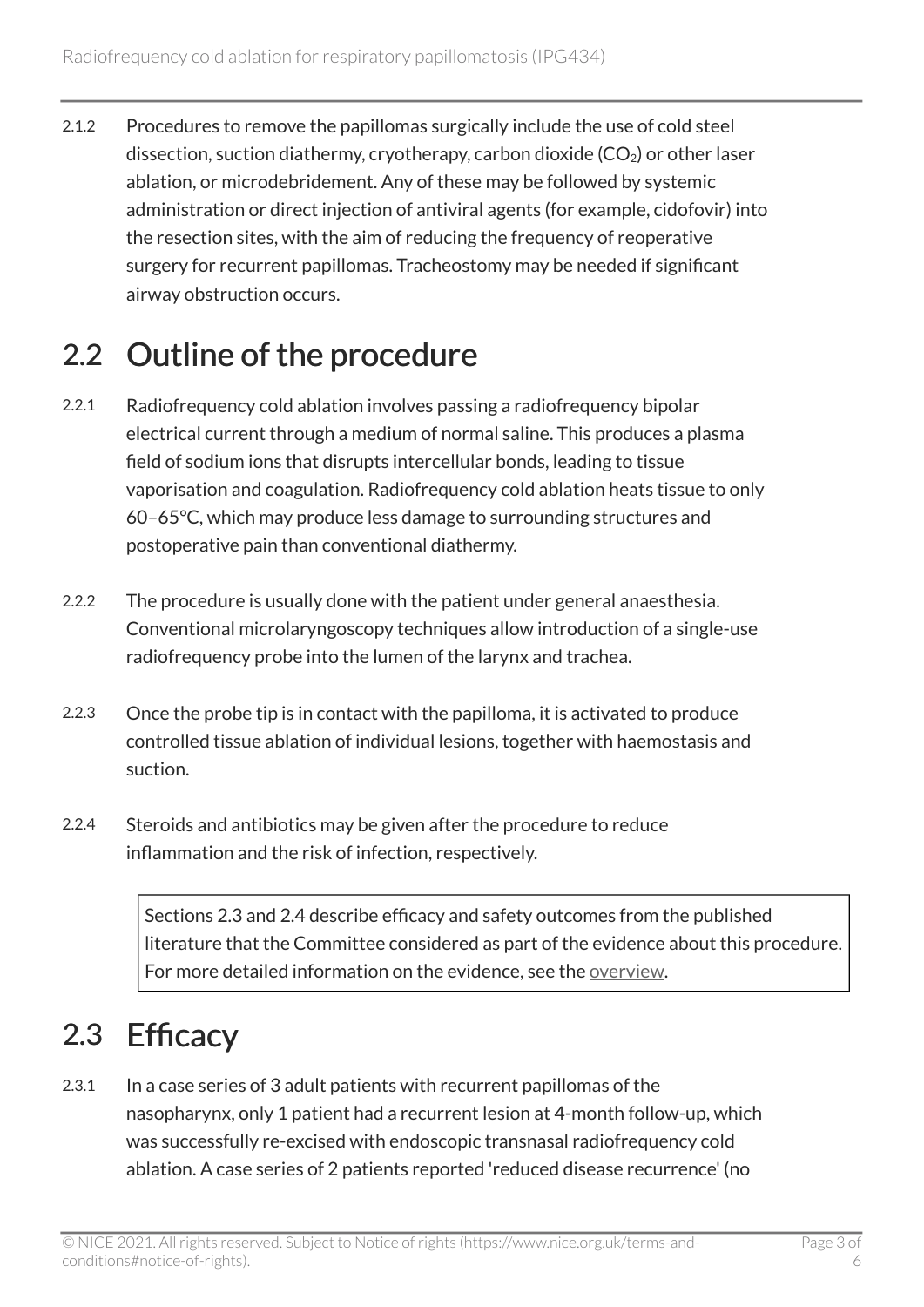2.1.2 Procedures to remove the papillomas surgically include the use of cold steel dissection, suction diathermy, cryotherapy, carbon dioxide ($CO_2$) or other laser ablation, or microdebridement. Any of these may be followed by systemic administration or direct injection of antiviral agents (for example, cidofovir) into the resection sites, with the aim of reducing the frequency of reoperative surgery for recurrent papillomas. Tracheostomy may be needed if significant airway obstruction occurs.

## 2.2 Outline of the procedure

2.2.1 Radiofrequency cold ablation involves passing a radiofrequency bipolar electrical current through a medium of normal saline. This produces a plasma field of sodium ions that disrupts intercellular bonds, leading to tissue vaporisation and coagulation. Radiofrequency cold ablation heats tissue to only 60–65°C, which may produce less damage to surrounding structures and postoperative pain than conventional diathermy.

2.2.2 The procedure is usually done with the patient under general anaesthesia. Conventional microlaryngoscopy techniques allow introduction of a single-use radiofrequency probe into the lumen of the larynx and trachea.

2.2.3 Once the probe tip is in contact with the papilloma, it is activated to produce controlled tissue ablation of individual lesions, together with haemostasis and suction.

2.2.4 Steroids and antibiotics may be given after the procedure to reduce inflammation and the risk of infection, respectively.

> Sections 2.3 and 2.4 describe efficacy and safety outcomes from the published literature that the Committee considered as part of the evidence about this procedure. For more detailed information on the evidence, see the overview.

## 2.3 Efficacy

2.3.1 In a case series of 3 adult patients with recurrent papillomas of the nasopharynx, only 1 patient had a recurrent lesion at 4-month follow-up, which was successfully re-excised with endoscopic transnasal radiofrequency cold ablation. A case series of 2 patients reported 'reduced disease recurrence' (no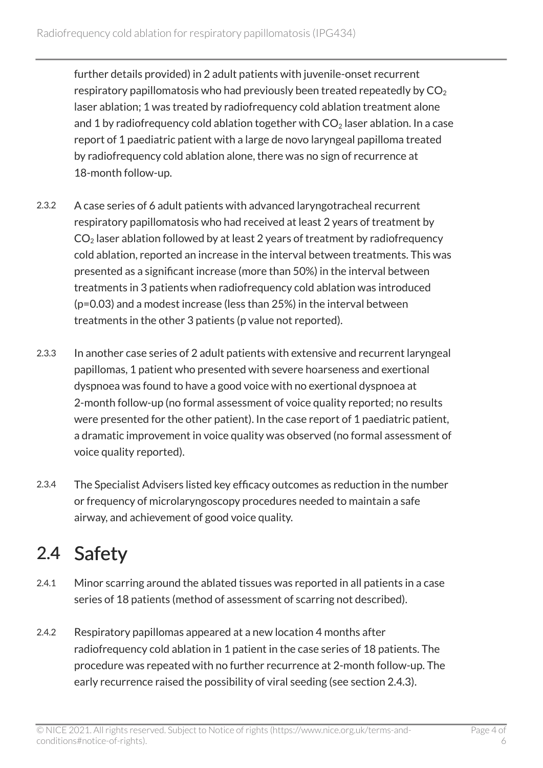further details provided) in 2 adult patients with juvenile-onset recurrent respiratory papillomatosis who had previously been treated repeatedly by $CO_2$ laser ablation; 1 was treated by radiofrequency cold ablation treatment alone and 1 by radiofrequency cold ablation together with $CO_2$ laser ablation. In a case report of 1 paediatric patient with a large de novo laryngeal papilloma treated by radiofrequency cold ablation alone, there was no sign of recurrence at 18-month follow-up.

2.3.2 A case series of 6 adult patients with advanced laryngotracheal recurrent respiratory papillomatosis who had received at least 2 years of treatment by $CO_2$ laser ablation followed by at least 2 years of treatment by radiofrequency cold ablation, reported an increase in the interval between treatments. This was presented as a significant increase (more than 50%) in the interval between treatments in 3 patients when radiofrequency cold ablation was introduced ($p=0.03$) and a modest increase (less than 25%) in the interval between treatments in the other 3 patients (p value not reported).

2.3.3 In another case series of 2 adult patients with extensive and recurrent laryngeal papillomas, 1 patient who presented with severe hoarseness and exertional dyspnoea was found to have a good voice with no exertional dyspnoea at 2-month follow-up (no formal assessment of voice quality reported; no results were presented for the other patient). In the case report of 1 paediatric patient, a dramatic improvement in voice quality was observed (no formal assessment of voice quality reported).

2.3.4 The Specialist Advisers listed key efficacy outcomes as reduction in the number or frequency of microlaryngoscopy procedures needed to maintain a safe airway, and achievement of good voice quality.

## 2.4 Safety

2.4.1 Minor scarring around the ablated tissues was reported in all patients in a case series of 18 patients (method of assessment of scarring not described).

2.4.2 Respiratory papillomas appeared at a new location 4 months after radiofrequency cold ablation in 1 patient in the case series of 18 patients. The procedure was repeated with no further recurrence at 2-month follow-up. The early recurrence raised the possibility of viral seeding (see section 2.4.3).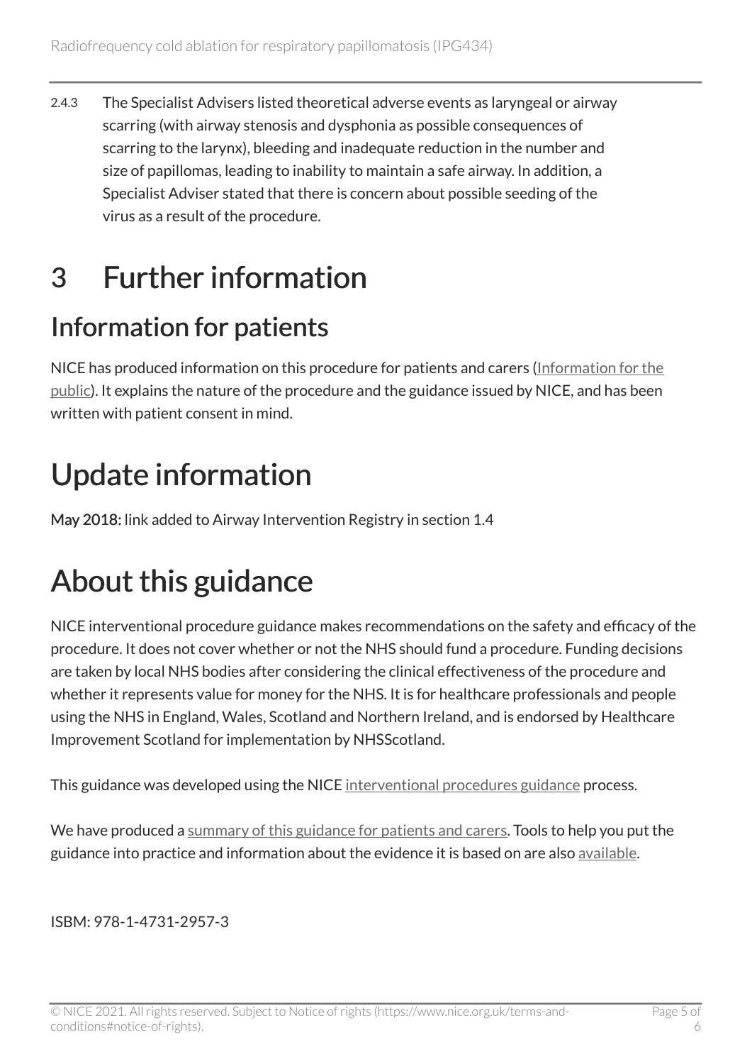2.4.3 The Specialist Advisers listed theoretical adverse events as laryngeal or airway scarring (with airway stenosis and dysphonia as possible consequences of scarring to the larynx), bleeding and inadequate reduction in the number and size of papillomas, leading to inability to maintain a safe airway. In addition, a Specialist Adviser stated that there is concern about possible seeding of the virus as a result of the procedure.

# 3 Further information

## Information for patients

NICE has produced information on this procedure for patients and carers (Information for the public). It explains the nature of the procedure and the guidance issued by NICE, and has been written with patient consent in mind.

# Update information

**May 2018:** link added to Airway Intervention Registry in section 1.4

# About this guidance

NICE interventional procedure guidance makes recommendations on the safety and efficacy of the procedure. It does not cover whether or not the NHS should fund a procedure. Funding decisions are taken by local NHS bodies after considering the clinical effectiveness of the procedure and whether it represents value for money for the NHS. It is for healthcare professionals and people using the NHS in England, Wales, Scotland and Northern Ireland, and is endorsed by Healthcare Improvement Scotland for implementation by NHSScotland.

This guidance was developed using the NICE interventional procedures guidance process.

We have produced a summary of this guidance for patients and carers. Tools to help you put the guidance into practice and information about the evidence it is based on are also available.

ISBM: 978-1-4731-2957-3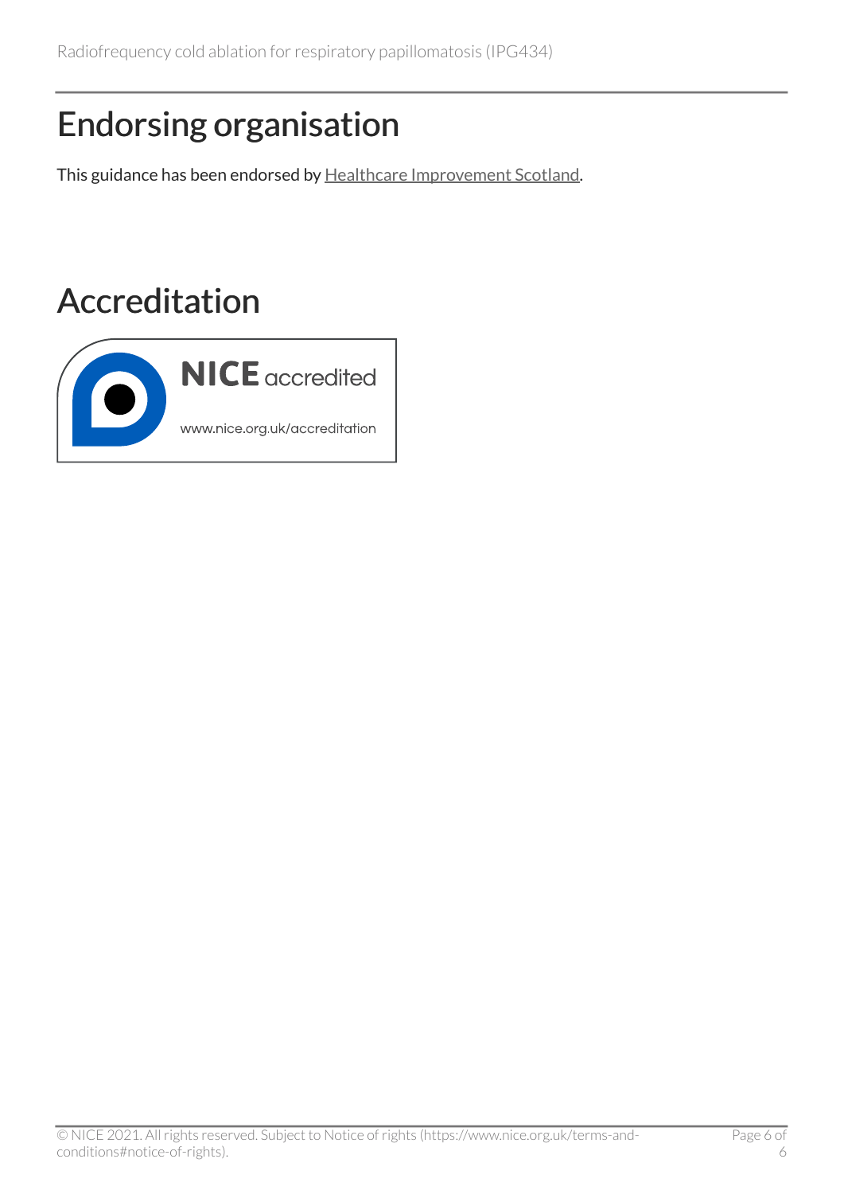# Endorsing organisation

This guidance has been endorsed by Healthcare Improvement Scotland.

# Accreditation

NICE accredited

www.nice.org.uk/accreditation